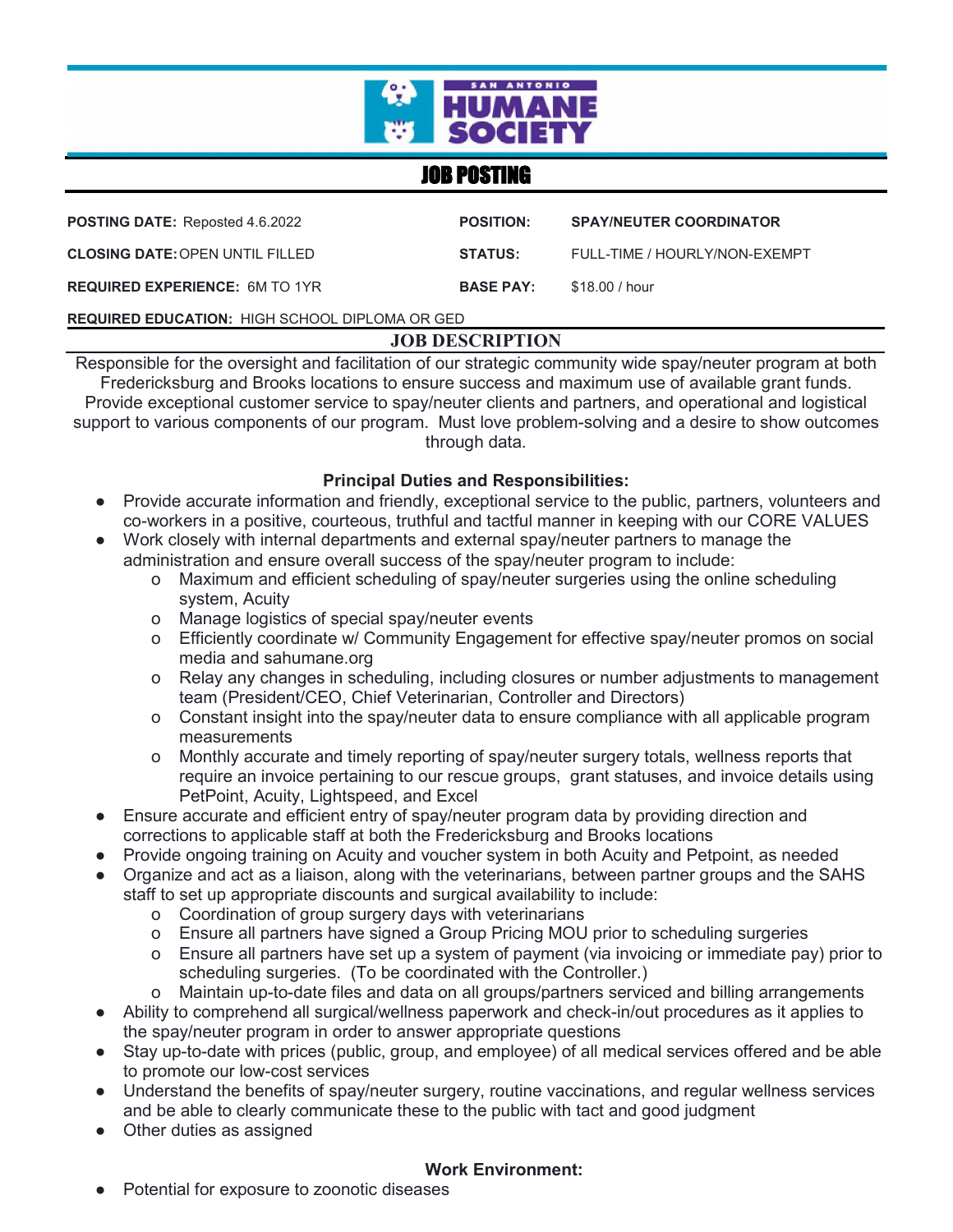SAN ANTONIO HUMANE SOCIETY

# JOB POSTING

| | | | |
|---|---|---|---|
| **POSTING DATE:** Reposted 4.6.2022 | | **POSITION:** | **SPAY/NEUTER COORDINATOR** |
| **CLOSING DATE:** OPEN UNTIL FILLED | | **STATUS:** | FULL-TIME / HOURLY/NON-EXEMPT |
| **REQUIRED EXPERIENCE:** 6M TO 1YR | | **BASE PAY:** | $18.00 / hour |

**REQUIRED EDUCATION:** HIGH SCHOOL DIPLOMA OR GED

## JOB DESCRIPTION

Responsible for the oversight and facilitation of our strategic community wide spay/neuter program at both Fredericksburg and Brooks locations to ensure success and maximum use of available grant funds. Provide exceptional customer service to spay/neuter clients and partners, and operational and logistical support to various components of our program. Must love problem-solving and a desire to show outcomes through data.

### Principal Duties and Responsibilities:

- Provide accurate information and friendly, exceptional service to the public, partners, volunteers and co-workers in a positive, courteous, truthful and tactful manner in keeping with our CORE VALUES
- Work closely with internal departments and external spay/neuter partners to manage the administration and ensure overall success of the spay/neuter program to include:
  - Maximum and efficient scheduling of spay/neuter surgeries using the online scheduling system, Acuity
  - Manage logistics of special spay/neuter events
  - Efficiently coordinate w/ Community Engagement for effective spay/neuter promos on social media and sahumane.org
  - Relay any changes in scheduling, including closures or number adjustments to management team (President/CEO, Chief Veterinarian, Controller and Directors)
  - Constant insight into the spay/neuter data to ensure compliance with all applicable program measurements
  - Monthly accurate and timely reporting of spay/neuter surgery totals, wellness reports that require an invoice pertaining to our rescue groups, grant statuses, and invoice details using PetPoint, Acuity, Lightspeed, and Excel
- Ensure accurate and efficient entry of spay/neuter program data by providing direction and corrections to applicable staff at both the Fredericksburg and Brooks locations
- Provide ongoing training on Acuity and voucher system in both Acuity and Petpoint, as needed
- Organize and act as a liaison, along with the veterinarians, between partner groups and the SAHS staff to set up appropriate discounts and surgical availability to include:
  - Coordination of group surgery days with veterinarians
  - Ensure all partners have signed a Group Pricing MOU prior to scheduling surgeries
  - Ensure all partners have set up a system of payment (via invoicing or immediate pay) prior to scheduling surgeries. (To be coordinated with the Controller.)
  - Maintain up-to-date files and data on all groups/partners serviced and billing arrangements
- Ability to comprehend all surgical/wellness paperwork and check-in/out procedures as it applies to the spay/neuter program in order to answer appropriate questions
- Stay up-to-date with prices (public, group, and employee) of all medical services offered and be able to promote our low-cost services
- Understand the benefits of spay/neuter surgery, routine vaccinations, and regular wellness services and be able to clearly communicate these to the public with tact and good judgment
- Other duties as assigned

### Work Environment:

- Potential for exposure to zoonotic diseases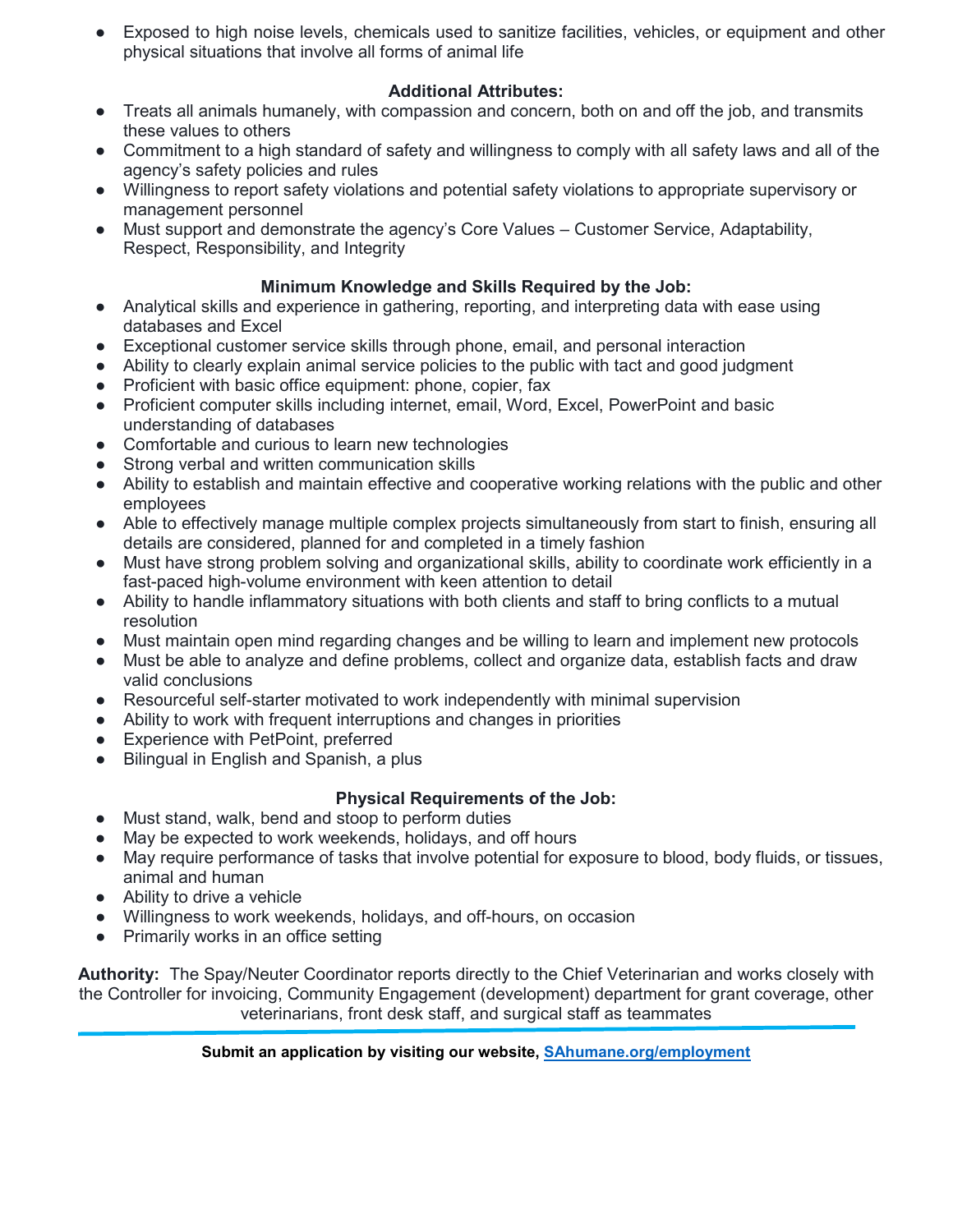- Exposed to high noise levels, chemicals used to sanitize facilities, vehicles, or equipment and other physical situations that involve all forms of animal life

**Additional Attributes:**

- Treats all animals humanely, with compassion and concern, both on and off the job, and transmits these values to others
- Commitment to a high standard of safety and willingness to comply with all safety laws and all of the agency's safety policies and rules
- Willingness to report safety violations and potential safety violations to appropriate supervisory or management personnel
- Must support and demonstrate the agency's Core Values – Customer Service, Adaptability, Respect, Responsibility, and Integrity

**Minimum Knowledge and Skills Required by the Job:**

- Analytical skills and experience in gathering, reporting, and interpreting data with ease using databases and Excel
- Exceptional customer service skills through phone, email, and personal interaction
- Ability to clearly explain animal service policies to the public with tact and good judgment
- Proficient with basic office equipment: phone, copier, fax
- Proficient computer skills including internet, email, Word, Excel, PowerPoint and basic understanding of databases
- Comfortable and curious to learn new technologies
- Strong verbal and written communication skills
- Ability to establish and maintain effective and cooperative working relations with the public and other employees
- Able to effectively manage multiple complex projects simultaneously from start to finish, ensuring all details are considered, planned for and completed in a timely fashion
- Must have strong problem solving and organizational skills, ability to coordinate work efficiently in a fast-paced high-volume environment with keen attention to detail
- Ability to handle inflammatory situations with both clients and staff to bring conflicts to a mutual resolution
- Must maintain open mind regarding changes and be willing to learn and implement new protocols
- Must be able to analyze and define problems, collect and organize data, establish facts and draw valid conclusions
- Resourceful self-starter motivated to work independently with minimal supervision
- Ability to work with frequent interruptions and changes in priorities
- Experience with PetPoint, preferred
- Bilingual in English and Spanish, a plus

**Physical Requirements of the Job:**

- Must stand, walk, bend and stoop to perform duties
- May be expected to work weekends, holidays, and off hours
- May require performance of tasks that involve potential for exposure to blood, body fluids, or tissues, animal and human
- Ability to drive a vehicle
- Willingness to work weekends, holidays, and off-hours, on occasion
- Primarily works in an office setting

**Authority:** The Spay/Neuter Coordinator reports directly to the Chief Veterinarian and works closely with the Controller for invoicing, Community Engagement (development) department for grant coverage, other veterinarians, front desk staff, and surgical staff as teammates

---

**Submit an application by visiting our website, [SAhumane.org/employment](SAhumane.org/employment)**